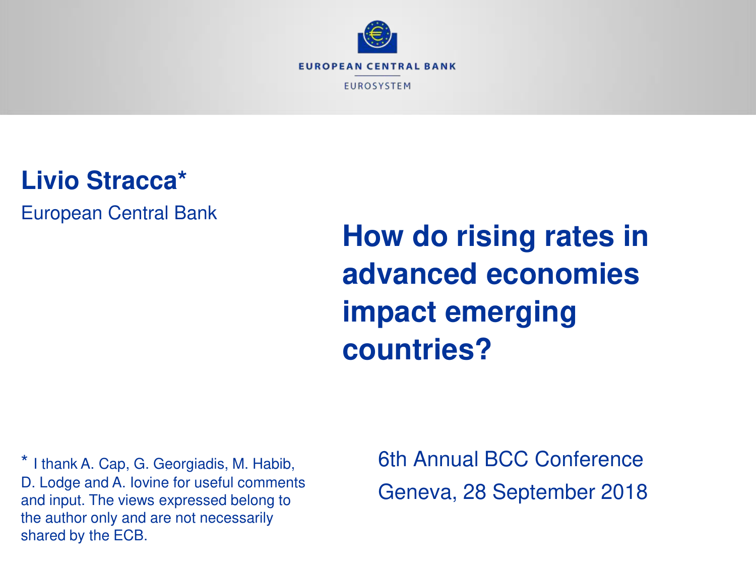EUROPEAN CENTRAL BANK

EUROSYSTEM

**Livio Stracca***

European Central Bank

# How do rising rates in advanced economies impact emerging countries?

\* I thank A. Cap, G. Georgiadis, M. Habib, D. Lodge and A. Iovine for useful comments and input. The views expressed belong to the author only and are not necessarily shared by the ECB.

6th Annual BCC Conference

Geneva, 28 September 2018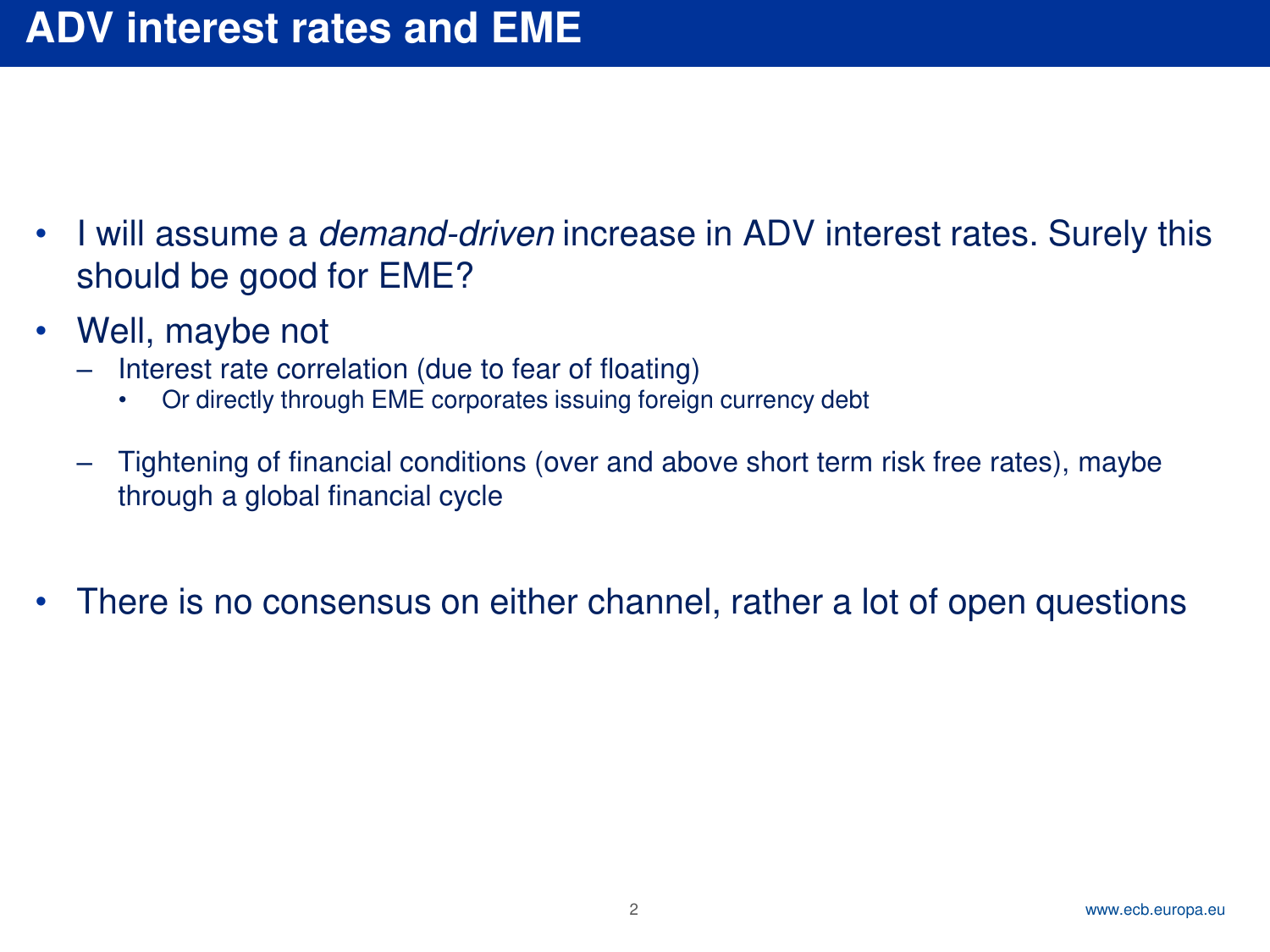# ADV interest rates and EME

- I will assume a *demand-driven* increase in ADV interest rates. Surely this should be good for EME?
- Well, maybe not
  - Interest rate correlation (due to fear of floating)
    - Or directly through EME corporates issuing foreign currency debt
  - Tightening of financial conditions (over and above short term risk free rates), maybe through a global financial cycle
- There is no consensus on either channel, rather a lot of open questions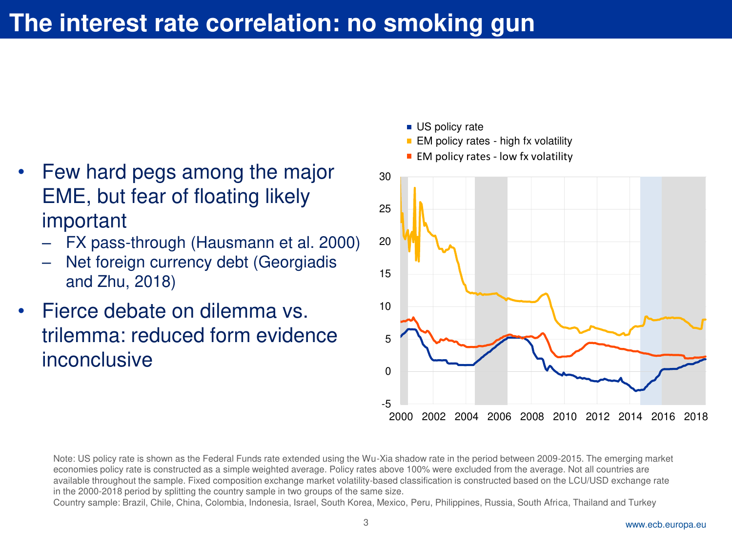# The interest rate correlation: no smoking gun

- Few hard pegs among the major EME, but fear of floating likely important
  - FX pass-through (Hausmann et al. 2000)
  - Net foreign currency debt (Georgiadis and Zhu, 2018)
- Fierce debate on dilemma vs. trilemma: reduced form evidence inconclusive

Note: US policy rate is shown as the Federal Funds rate extended using the Wu-Xia shadow rate in the period between 2009-2015. The emerging market economies policy rate is constructed as a simple weighted average. Policy rates above 100% were excluded from the average. Not all countries are available throughout the sample. Fixed composition exchange market volatility-based classification is constructed based on the LCU/USD exchange rate in the 2000-2018 period by splitting the country sample in two groups of the same size.

Country sample: Brazil, Chile, China, Colombia, Indonesia, Israel, South Korea, Mexico, Peru, Philippines, Russia, South Africa, Thailand and Turkey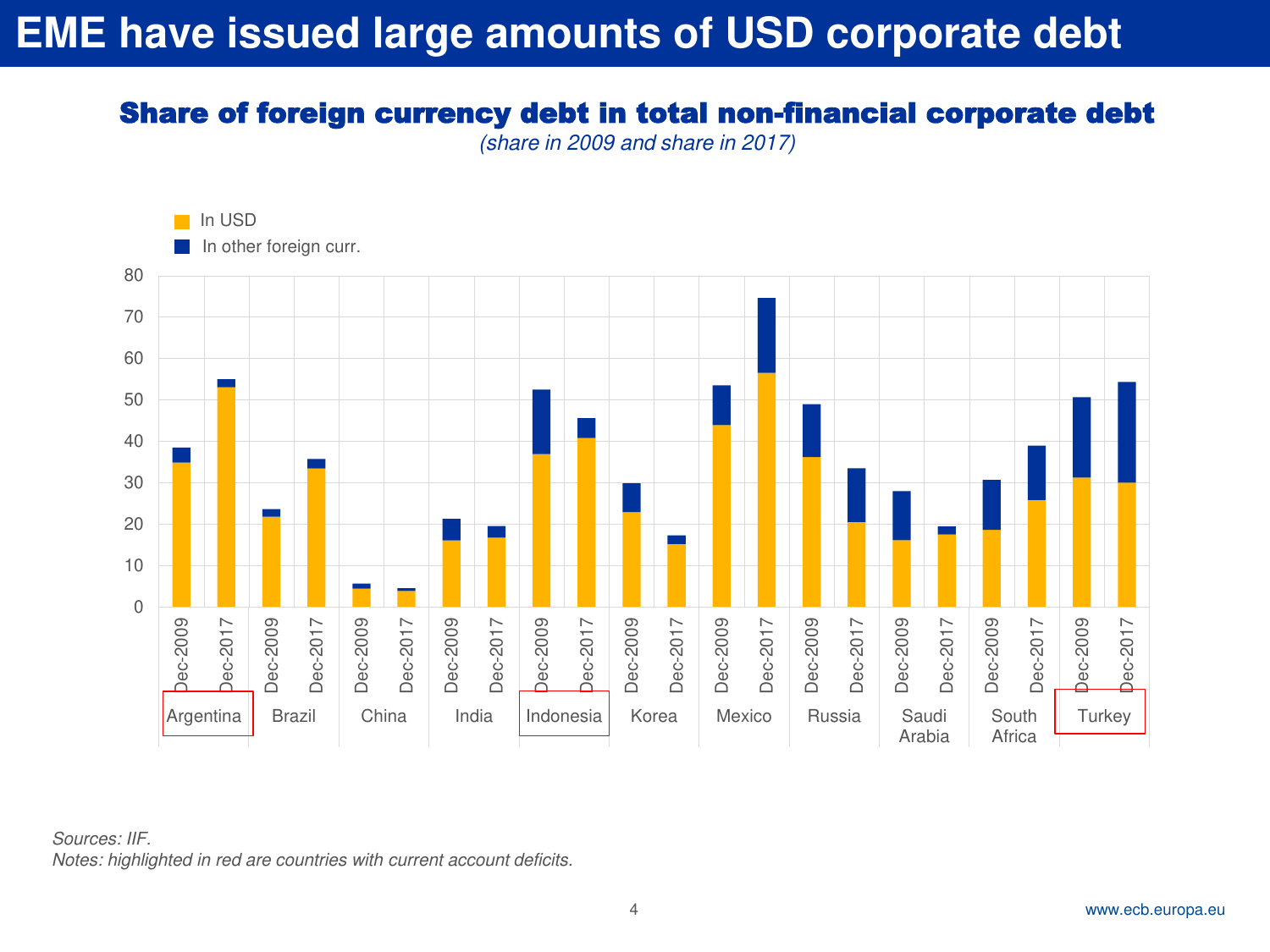# EME have issued large amounts of USD corporate debt

## Share of foreign currency debt in total non-financial corporate debt

*(share in 2009 and share in 2017)*

In USD

In other foreign curr.

| Country | Period | In USD | In other foreign curr. |
|---|---|---|---|
| Argentina | Dec-2009 | 35 | 3.5 |
| Argentina | Dec-2017 | 53 | 2 |
| Brazil | Dec-2009 | 22 | 1.5 |
| Brazil | Dec-2017 | 33.5 | 2 |
| China | Dec-2009 | 4.5 | 1 |
| China | Dec-2017 | 4 | 0.5 |
| India | Dec-2009 | 16 | 5 |
| India | Dec-2017 | 17 | 2.5 |
| Indonesia | Dec-2009 | 37 | 15.5 |
| Indonesia | Dec-2017 | 41 | 4.5 |
| Korea | Dec-2009 | 23 | 7 |
| Korea | Dec-2017 | 15 | 2 |
| Mexico | Dec-2009 | 44 | 9.5 |
| Mexico | Dec-2017 | 56.5 | 18 |
| Russia | Dec-2009 | 36 | 13 |
| Russia | Dec-2017 | 20.5 | 13 |
| Saudi Arabia | Dec-2009 | 16 | 12 |
| Saudi Arabia | Dec-2017 | 17.5 | 2 |
| South Africa | Dec-2009 | 18.5 | 12 |
| South Africa | Dec-2017 | 26 | 13 |
| Turkey | Dec-2009 | 31 | 19.5 |
| Turkey | Dec-2017 | 30 | 24 |

*Sources: IIF.*

*Notes: highlighted in red are countries with current account deficits.*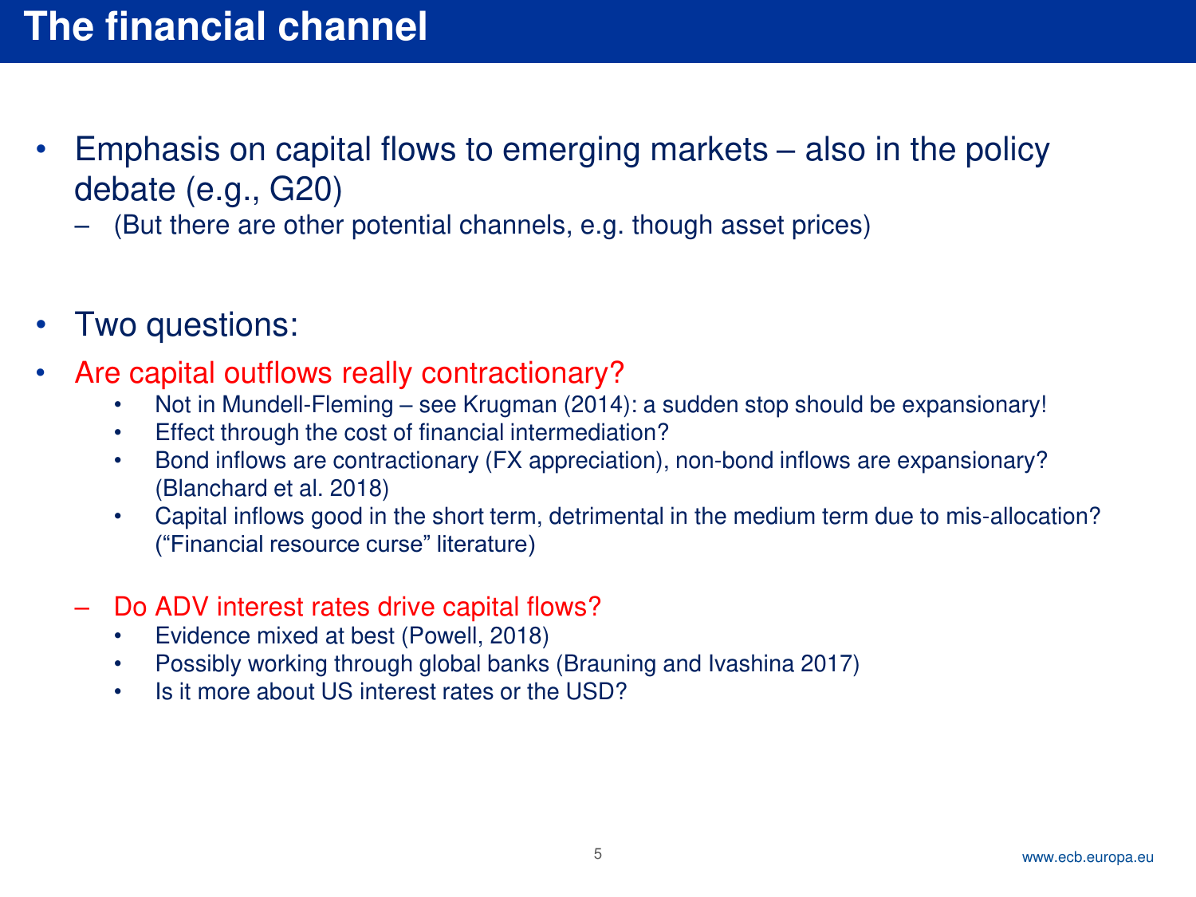# The financial channel

- Emphasis on capital flows to emerging markets – also in the policy debate (e.g., G20)
  - (But there are other potential channels, e.g. though asset prices)

- Two questions:
- Are capital outflows really contractionary?
    - Not in Mundell-Fleming – see Krugman (2014): a sudden stop should be expansionary!
    - Effect through the cost of financial intermediation?
    - Bond inflows are contractionary (FX appreciation), non-bond inflows are expansionary? (Blanchard et al. 2018)
    - Capital inflows good in the short term, detrimental in the medium term due to mis-allocation? ("Financial resource curse" literature)

  - Do ADV interest rates drive capital flows?
    - Evidence mixed at best (Powell, 2018)
    - Possibly working through global banks (Brauning and Ivashina 2017)
    - Is it more about US interest rates or the USD?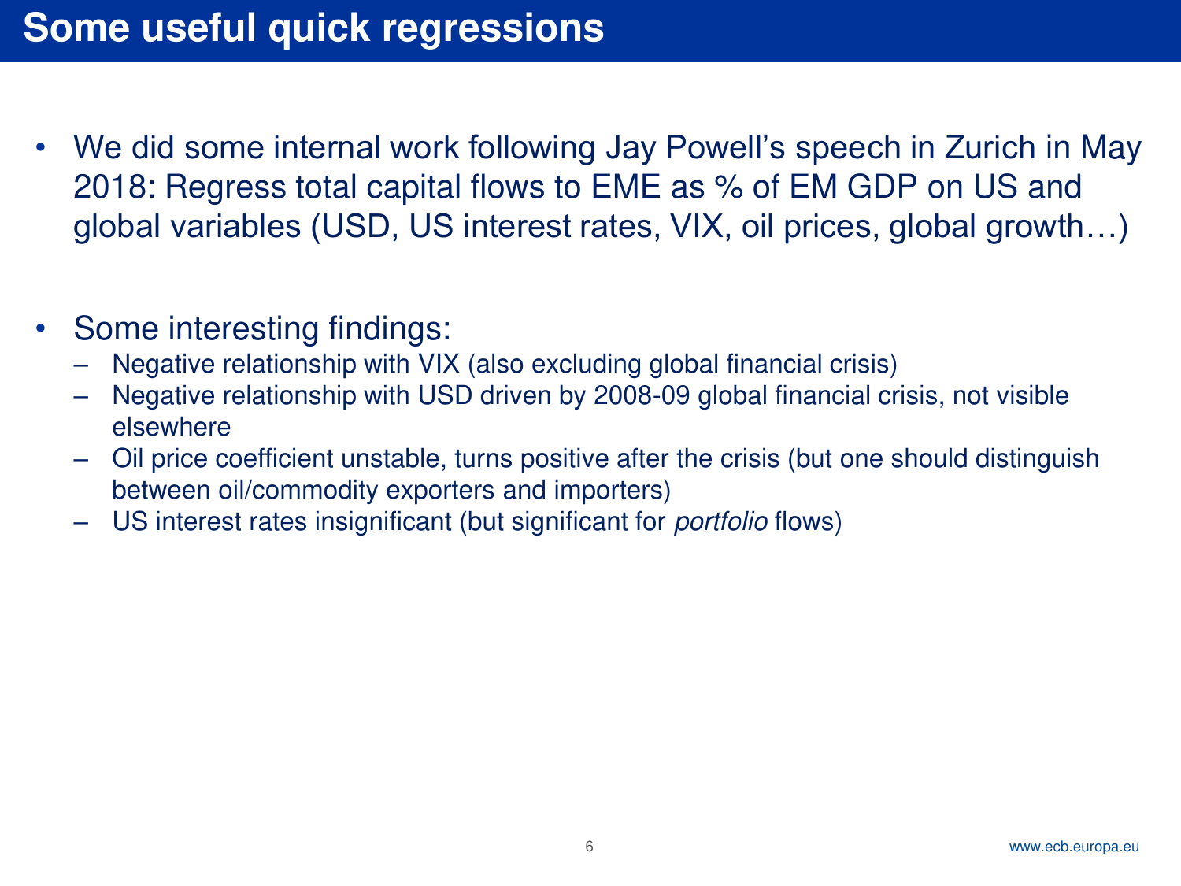# Some useful quick regressions

- We did some internal work following Jay Powell's speech in Zurich in May 2018: Regress total capital flows to EME as % of EM GDP on US and global variables (USD, US interest rates, VIX, oil prices, global growth…)

- Some interesting findings:
  - Negative relationship with VIX (also excluding global financial crisis)
  - Negative relationship with USD driven by 2008-09 global financial crisis, not visible elsewhere
  - Oil price coefficient unstable, turns positive after the crisis (but one should distinguish between oil/commodity exporters and importers)
  - US interest rates insignificant (but significant for *portfolio* flows)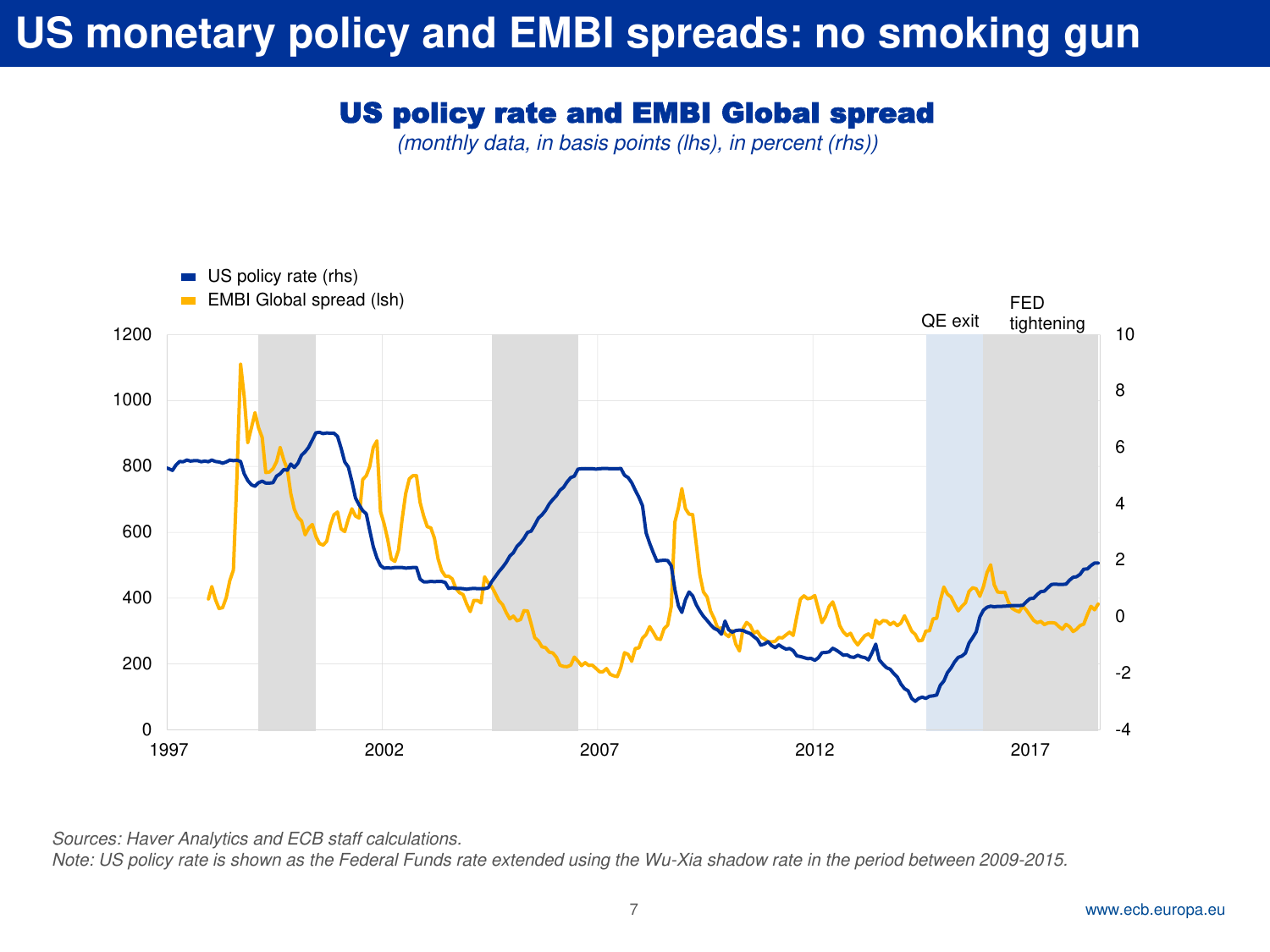# US monetary policy and EMBI spreads: no smoking gun

## US policy rate and EMBI Global spread

*(monthly data, in basis points (lhs), in percent (rhs))*

*Sources: Haver Analytics and ECB staff calculations.*
*Note: US policy rate is shown as the Federal Funds rate extended using the Wu-Xia shadow rate in the period between 2009-2015.*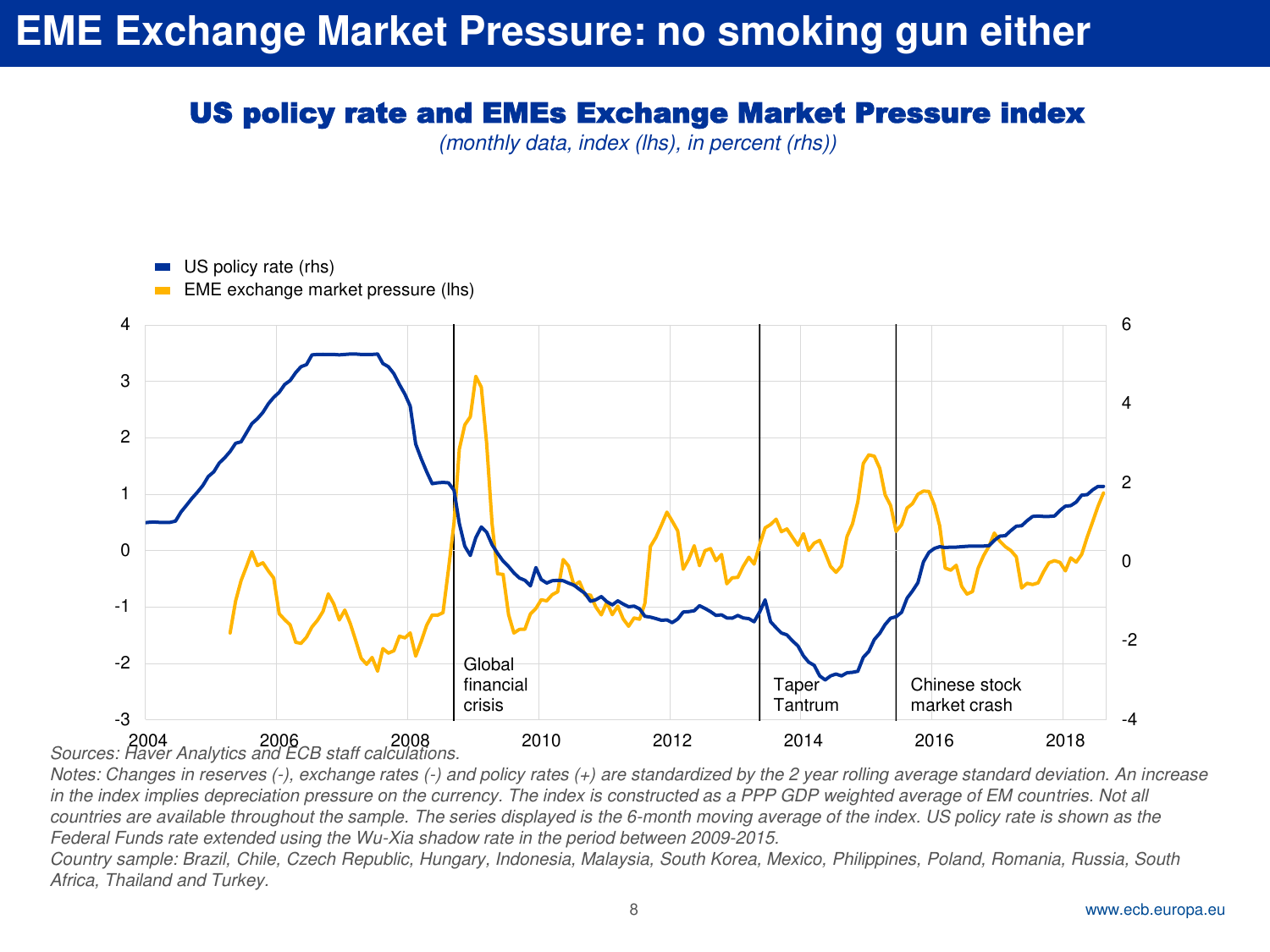# EME Exchange Market Pressure: no smoking gun either

## US policy rate and EMEs Exchange Market Pressure index

*(monthly data, index (lhs), in percent (rhs))*

- US policy rate (rhs)
- EME exchange market pressure (lhs)

Global financial crisis

Taper Tantrum

Chinese stock market crash

*Sources: Haver Analytics and ECB staff calculations.*

*Notes: Changes in reserves (-), exchange rates (-) and policy rates (+) are standardized by the 2 year rolling average standard deviation. An increase in the index implies depreciation pressure on the currency. The index is constructed as a PPP GDP weighted average of EM countries. Not all countries are available throughout the sample. The series displayed is the 6-month moving average of the index. US policy rate is shown as the Federal Funds rate extended using the Wu-Xia shadow rate in the period between 2009-2015.*

*Country sample: Brazil, Chile, Czech Republic, Hungary, Indonesia, Malaysia, South Korea, Mexico, Philippines, Poland, Romania, Russia, South Africa, Thailand and Turkey.*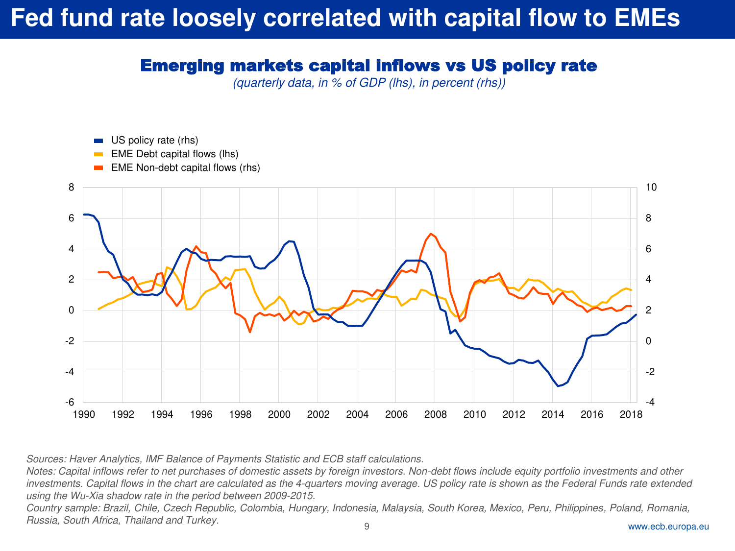# Fed fund rate loosely correlated with capital flow to EMEs

## Emerging markets capital inflows vs US policy rate

*(quarterly data, in % of GDP (lhs), in percent (rhs))*

- US policy rate (rhs)
- EME Debt capital flows (lhs)
- EME Non-debt capital flows (rhs)

*Sources: Haver Analytics, IMF Balance of Payments Statistic and ECB staff calculations.*
*Notes: Capital inflows refer to net purchases of domestic assets by foreign investors. Non-debt flows include equity portfolio investments and other investments. Capital flows in the chart are calculated as the 4-quarters moving average. US policy rate is shown as the Federal Funds rate extended using the Wu-Xia shadow rate in the period between 2009-2015.*
*Country sample: Brazil, Chile, Czech Republic, Colombia, Hungary, Indonesia, Malaysia, South Korea, Mexico, Peru, Philippines, Poland, Romania, Russia, South Africa, Thailand and Turkey.*

www.ecb.europa.eu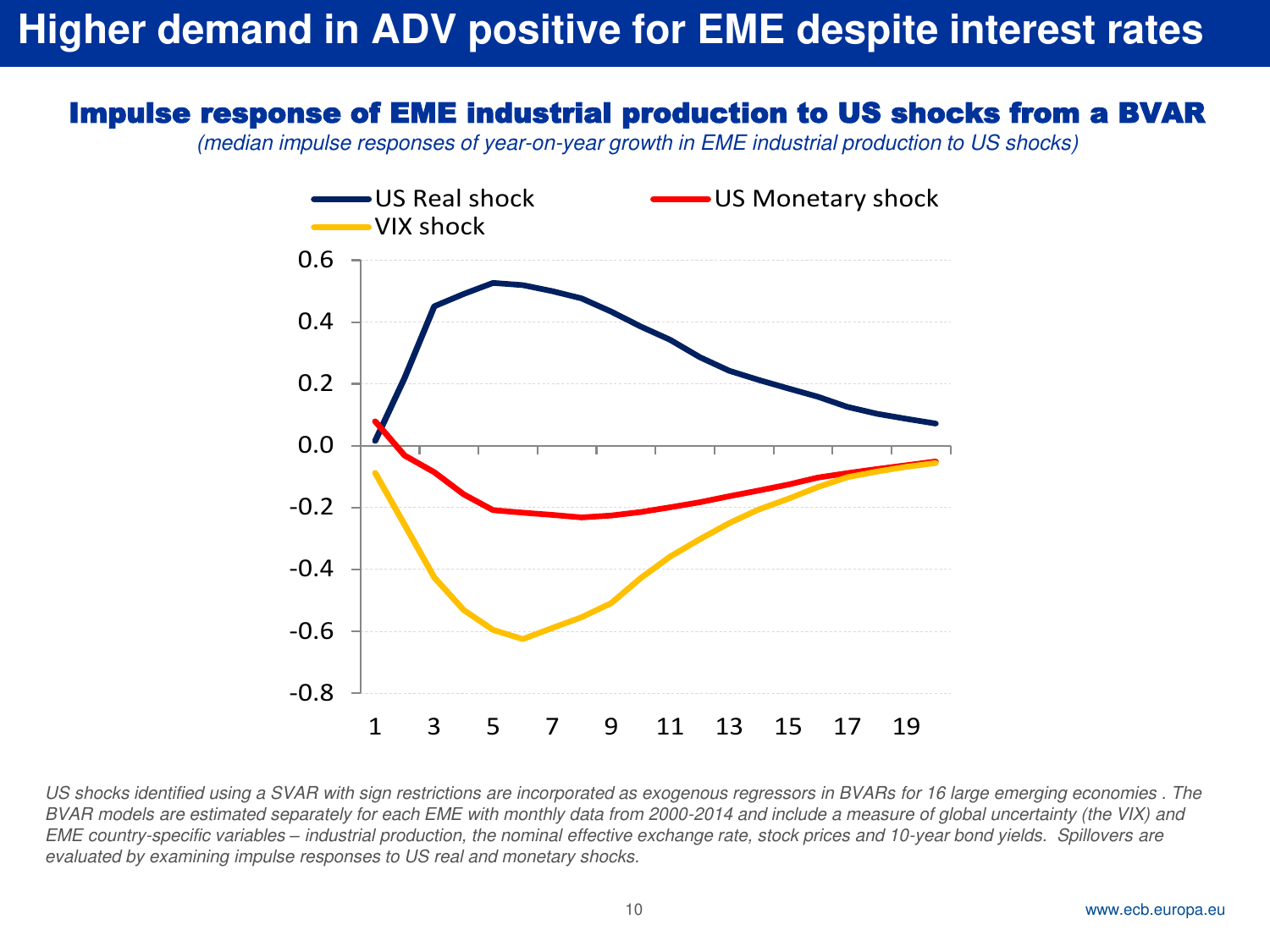# Higher demand in ADV positive for EME despite interest rates

## Impulse response of EME industrial production to US shocks from a BVAR

*(median impulse responses of year-on-year growth in EME industrial production to US shocks)*

*US shocks identified using a SVAR with sign restrictions are incorporated as exogenous regressors in BVARs for 16 large emerging economies . The BVAR models are estimated separately for each EME with monthly data from 2000-2014 and include a measure of global uncertainty (the VIX) and EME country-specific variables – industrial production, the nominal effective exchange rate, stock prices and 10-year bond yields. Spillovers are evaluated by examining impulse responses to US real and monetary shocks.*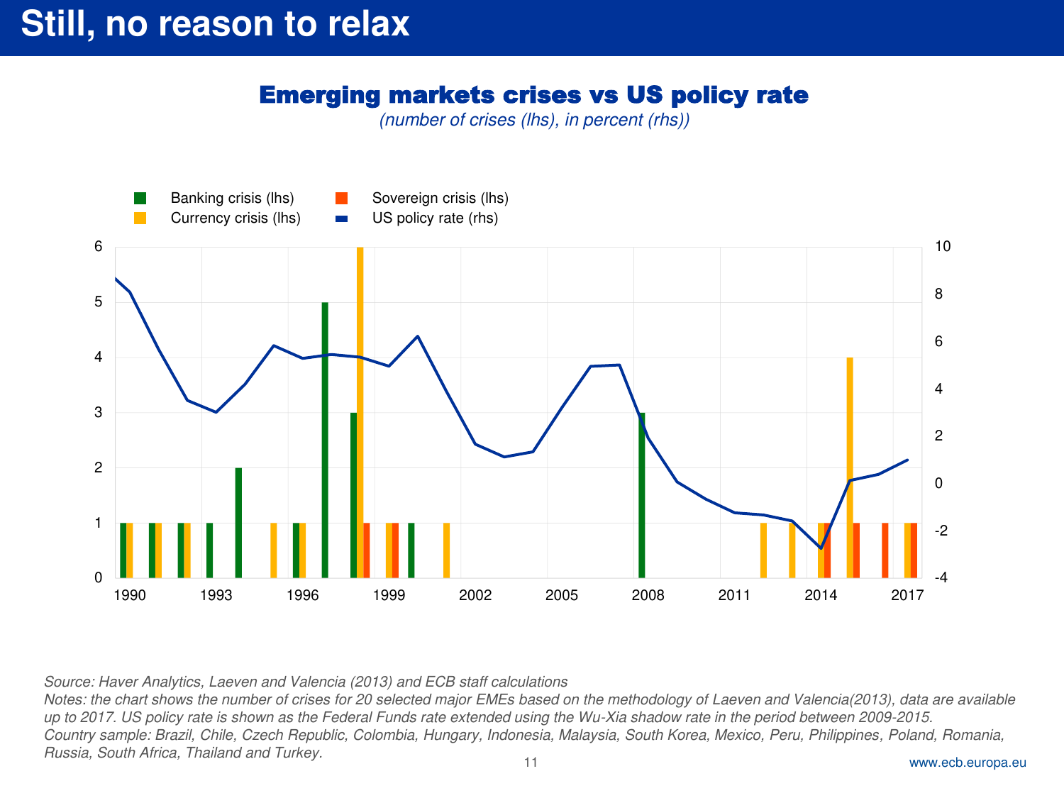# Still, no reason to relax

## Emerging markets crises vs US policy rate

*(number of crises (lhs), in percent (rhs))*

*Source: Haver Analytics, Laeven and Valencia (2013) and ECB staff calculations*

*Notes: the chart shows the number of crises for 20 selected major EMEs based on the methodology of Laeven and Valencia(2013), data are available up to 2017. US policy rate is shown as the Federal Funds rate extended using the Wu-Xia shadow rate in the period between 2009-2015.*

*Country sample: Brazil, Chile, Czech Republic, Colombia, Hungary, Indonesia, Malaysia, South Korea, Mexico, Peru, Philippines, Poland, Romania, Russia, South Africa, Thailand and Turkey.*

www.ecb.europa.eu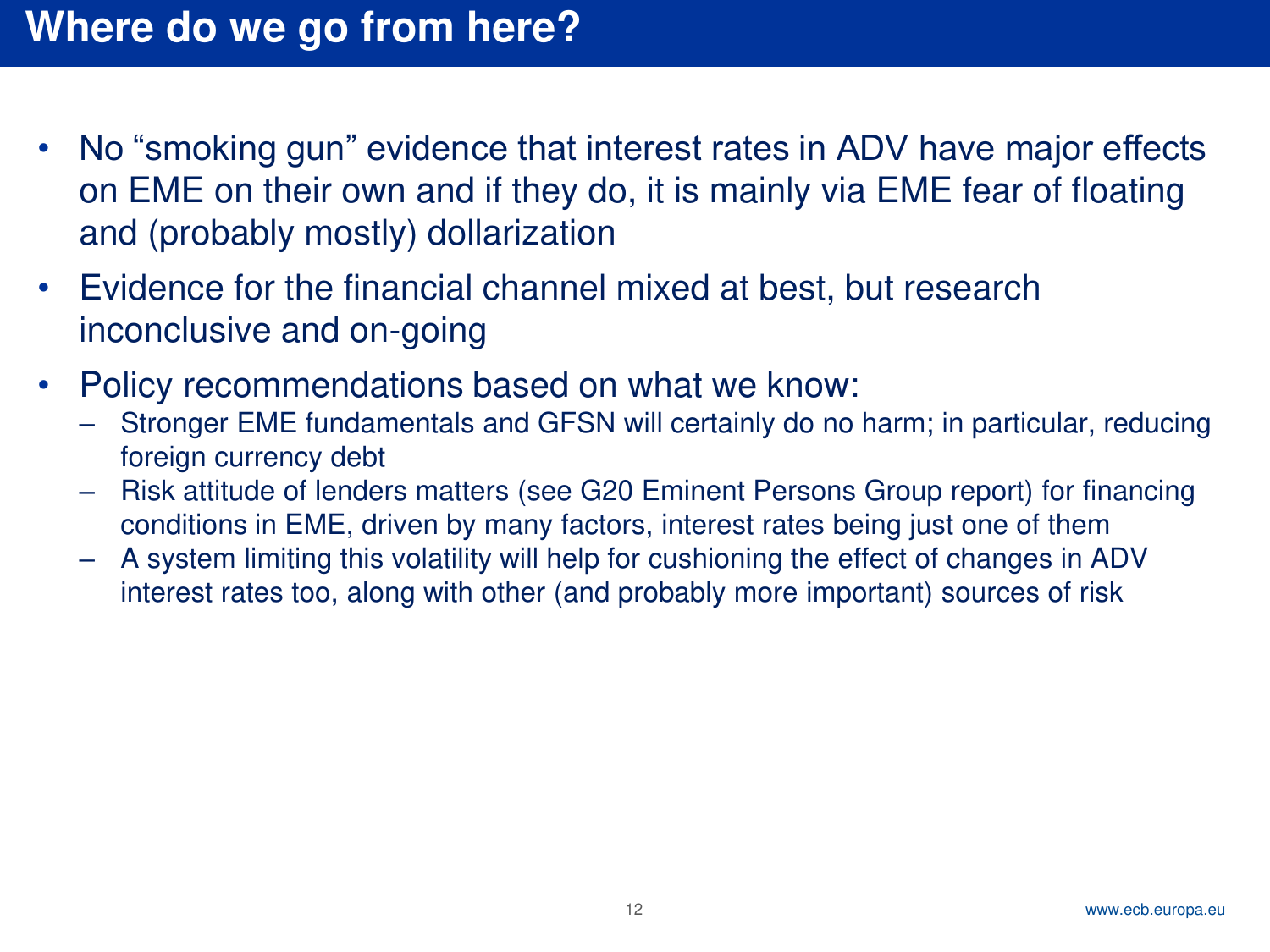# Where do we go from here?

- No "smoking gun" evidence that interest rates in ADV have major effects on EME on their own and if they do, it is mainly via EME fear of floating and (probably mostly) dollarization
- Evidence for the financial channel mixed at best, but research inconclusive and on-going
- Policy recommendations based on what we know:
  - Stronger EME fundamentals and GFSN will certainly do no harm; in particular, reducing foreign currency debt
  - Risk attitude of lenders matters (see G20 Eminent Persons Group report) for financing conditions in EME, driven by many factors, interest rates being just one of them
  - A system limiting this volatility will help for cushioning the effect of changes in ADV interest rates too, along with other (and probably more important) sources of risk